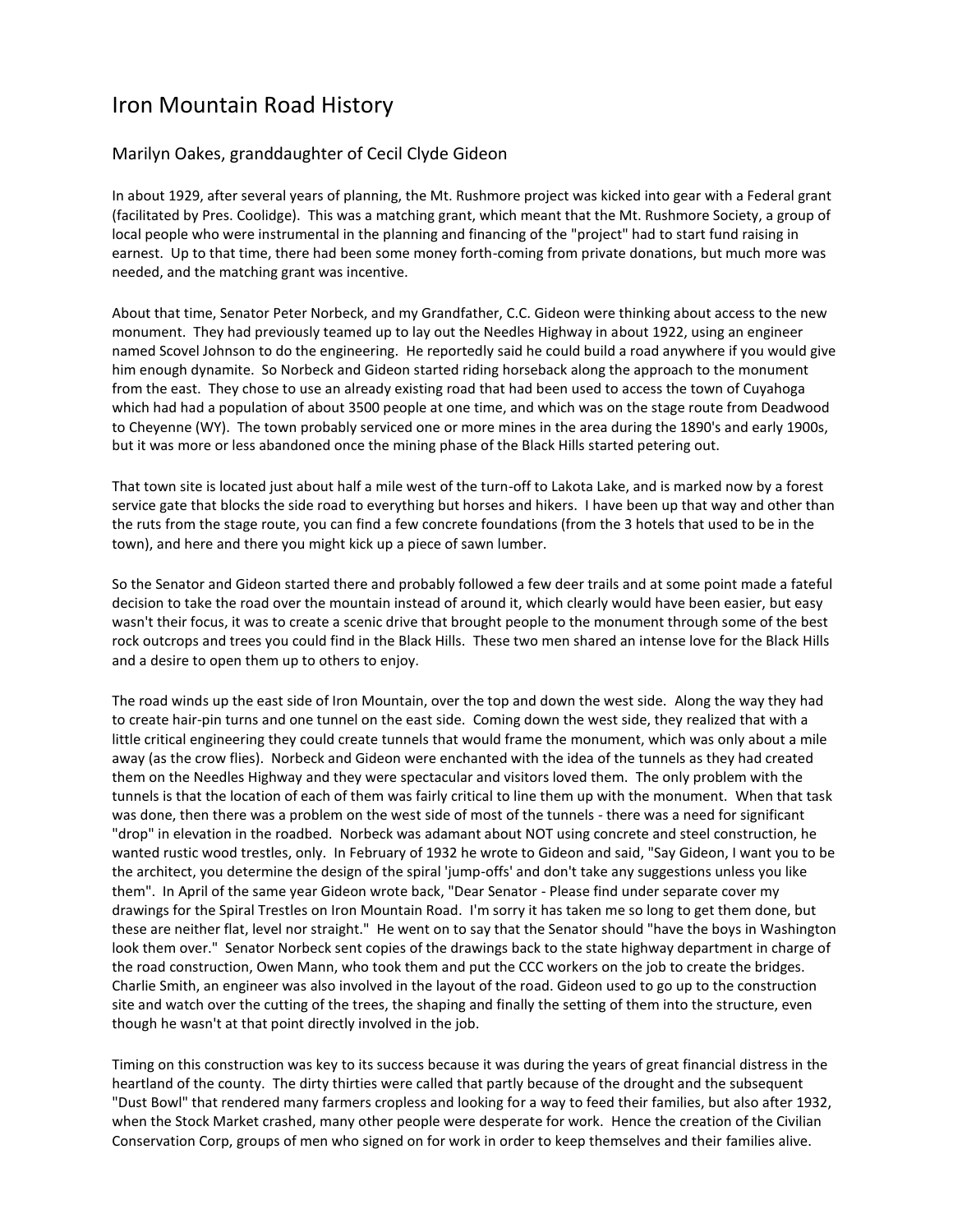# Iron Mountain Road History

## Marilyn Oakes, granddaughter of Cecil Clyde Gideon

In about 1929, after several years of planning, the Mt. Rushmore project was kicked into gear with a Federal grant (facilitated by Pres. Coolidge). This was a matching grant, which meant that the Mt. Rushmore Society, a group of local people who were instrumental in the planning and financing of the "project" had to start fund raising in earnest. Up to that time, there had been some money forth-coming from private donations, but much more was needed, and the matching grant was incentive.

About that time, Senator Peter Norbeck, and my Grandfather, C.C. Gideon were thinking about access to the new monument. They had previously teamed up to lay out the Needles Highway in about 1922, using an engineer named Scovel Johnson to do the engineering. He reportedly said he could build a road anywhere if you would give him enough dynamite. So Norbeck and Gideon started riding horseback along the approach to the monument from the east. They chose to use an already existing road that had been used to access the town of Cuyahoga which had had a population of about 3500 people at one time, and which was on the stage route from Deadwood to Cheyenne (WY). The town probably serviced one or more mines in the area during the 1890's and early 1900s, but it was more or less abandoned once the mining phase of the Black Hills started petering out.

That town site is located just about half a mile west of the turn-off to Lakota Lake, and is marked now by a forest service gate that blocks the side road to everything but horses and hikers. I have been up that way and other than the ruts from the stage route, you can find a few concrete foundations (from the 3 hotels that used to be in the town), and here and there you might kick up a piece of sawn lumber.

So the Senator and Gideon started there and probably followed a few deer trails and at some point made a fateful decision to take the road over the mountain instead of around it, which clearly would have been easier, but easy wasn't their focus, it was to create a scenic drive that brought people to the monument through some of the best rock outcrops and trees you could find in the Black Hills. These two men shared an intense love for the Black Hills and a desire to open them up to others to enjoy.

The road winds up the east side of Iron Mountain, over the top and down the west side. Along the way they had to create hair-pin turns and one tunnel on the east side. Coming down the west side, they realized that with a little critical engineering they could create tunnels that would frame the monument, which was only about a mile away (as the crow flies). Norbeck and Gideon were enchanted with the idea of the tunnels as they had created them on the Needles Highway and they were spectacular and visitors loved them. The only problem with the tunnels is that the location of each of them was fairly critical to line them up with the monument. When that task was done, then there was a problem on the west side of most of the tunnels - there was a need for significant "drop" in elevation in the roadbed. Norbeck was adamant about NOT using concrete and steel construction, he wanted rustic wood trestles, only. In February of 1932 he wrote to Gideon and said, "Say Gideon, I want you to be the architect, you determine the design of the spiral 'jump-offs' and don't take any suggestions unless you like them". In April of the same year Gideon wrote back, "Dear Senator - Please find under separate cover my drawings for the Spiral Trestles on Iron Mountain Road. I'm sorry it has taken me so long to get them done, but these are neither flat, level nor straight." He went on to say that the Senator should "have the boys in Washington look them over." Senator Norbeck sent copies of the drawings back to the state highway department in charge of the road construction, Owen Mann, who took them and put the CCC workers on the job to create the bridges. Charlie Smith, an engineer was also involved in the layout of the road. Gideon used to go up to the construction site and watch over the cutting of the trees, the shaping and finally the setting of them into the structure, even though he wasn't at that point directly involved in the job.

Timing on this construction was key to its success because it was during the years of great financial distress in the heartland of the county. The dirty thirties were called that partly because of the drought and the subsequent "Dust Bowl" that rendered many farmers cropless and looking for a way to feed their families, but also after 1932, when the Stock Market crashed, many other people were desperate for work. Hence the creation of the Civilian Conservation Corp, groups of men who signed on for work in order to keep themselves and their families alive.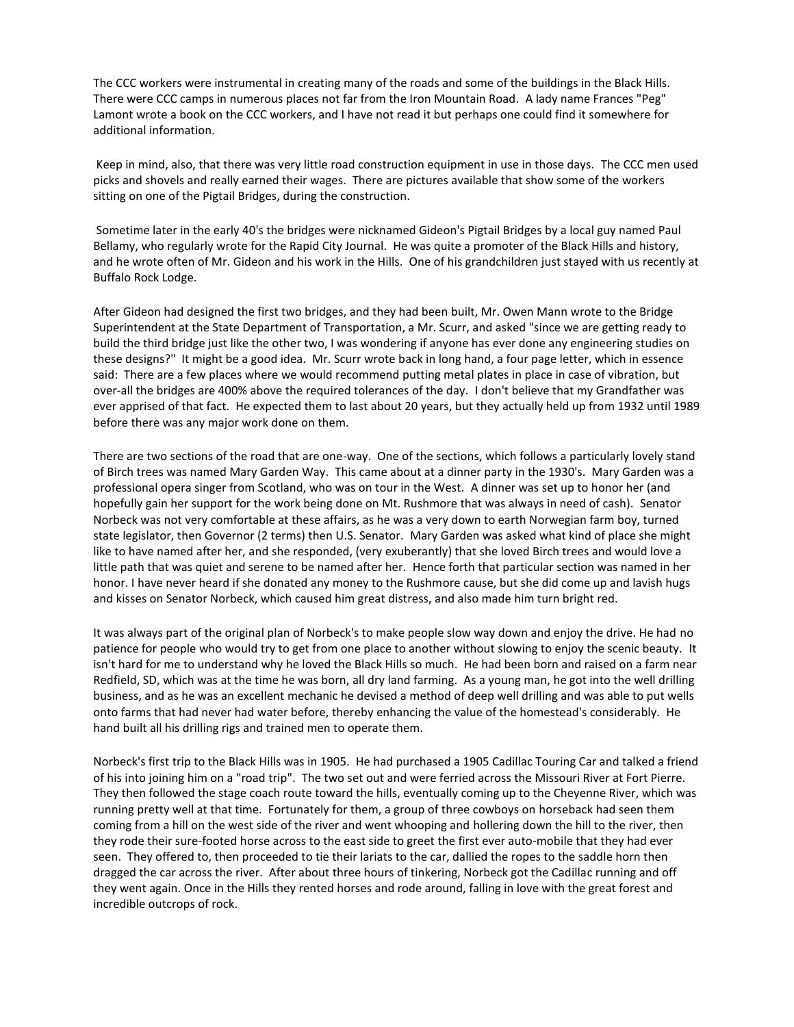The CCC workers were instrumental in creating many of the roads and some of the buildings in the Black Hills. There were CCC camps in numerous places not far from the Iron Mountain Road. A lady name Frances "Peg" Lamont wrote a book on the CCC workers, and I have not read it but perhaps one could find it somewhere for additional information.

Keep in mind, also, that there was very little road construction equipment in use in those days. The CCC men used picks and shovels and really earned their wages. There are pictures available that show some of the workers sitting on one of the Pigtail Bridges, during the construction.

Sometime later in the early 40's the bridges were nicknamed Gideon's Pigtail Bridges by a local guy named Paul Bellamy, who regularly wrote for the Rapid City Journal. He was quite a promoter of the Black Hills and history, and he wrote often of Mr. Gideon and his work in the Hills. One of his grandchildren just stayed with us recently at Buffalo Rock Lodge.

After Gideon had designed the first two bridges, and they had been built, Mr. Owen Mann wrote to the Bridge Superintendent at the State Department of Transportation, a Mr. Scurr, and asked "since we are getting ready to build the third bridge just like the other two, I was wondering if anyone has ever done any engineering studies on these designs?" It might be a good idea. Mr. Scurr wrote back in long hand, a four page letter, which in essence said: There are a few places where we would recommend putting metal plates in place in case of vibration, but over-all the bridges are 400% above the required tolerances of the day. I don't believe that my Grandfather was ever apprised of that fact. He expected them to last about 20 years, but they actually held up from 1932 until 1989 before there was any major work done on them.

There are two sections of the road that are one-way. One of the sections, which follows a particularly lovely stand of Birch trees was named Mary Garden Way. This came about at a dinner party in the 1930's. Mary Garden was a professional opera singer from Scotland, who was on tour in the West. A dinner was set up to honor her (and hopefully gain her support for the work being done on Mt. Rushmore that was always in need of cash). Senator Norbeck was not very comfortable at these affairs, as he was a very down to earth Norwegian farm boy, turned state legislator, then Governor (2 terms) then U.S. Senator. Mary Garden was asked what kind of place she might like to have named after her, and she responded, (very exuberantly) that she loved Birch trees and would love a little path that was quiet and serene to be named after her. Hence forth that particular section was named in her honor. I have never heard if she donated any money to the Rushmore cause, but she did come up and lavish hugs and kisses on Senator Norbeck, which caused him great distress, and also made him turn bright red.

It was always part of the original plan of Norbeck's to make people slow way down and enjoy the drive. He had no patience for people who would try to get from one place to another without slowing to enjoy the scenic beauty. It isn't hard for me to understand why he loved the Black Hills so much. He had been born and raised on a farm near Redfield, SD, which was at the time he was born, all dry land farming. As a young man, he got into the well drilling business, and as he was an excellent mechanic he devised a method of deep well drilling and was able to put wells onto farms that had never had water before, thereby enhancing the value of the homestead's considerably. He hand built all his drilling rigs and trained men to operate them.

Norbeck's first trip to the Black Hills was in 1905. He had purchased a 1905 Cadillac Touring Car and talked a friend of his into joining him on a "road trip". The two set out and were ferried across the Missouri River at Fort Pierre. They then followed the stage coach route toward the hills, eventually coming up to the Cheyenne River, which was running pretty well at that time. Fortunately for them, a group of three cowboys on horseback had seen them coming from a hill on the west side of the river and went whooping and hollering down the hill to the river, then they rode their sure-footed horse across to the east side to greet the first ever auto-mobile that they had ever seen. They offered to, then proceeded to tie their lariats to the car, dallied the ropes to the saddle horn then dragged the car across the river. After about three hours of tinkering, Norbeck got the Cadillac running and off they went again. Once in the Hills they rented horses and rode around, falling in love with the great forest and incredible outcrops of rock.